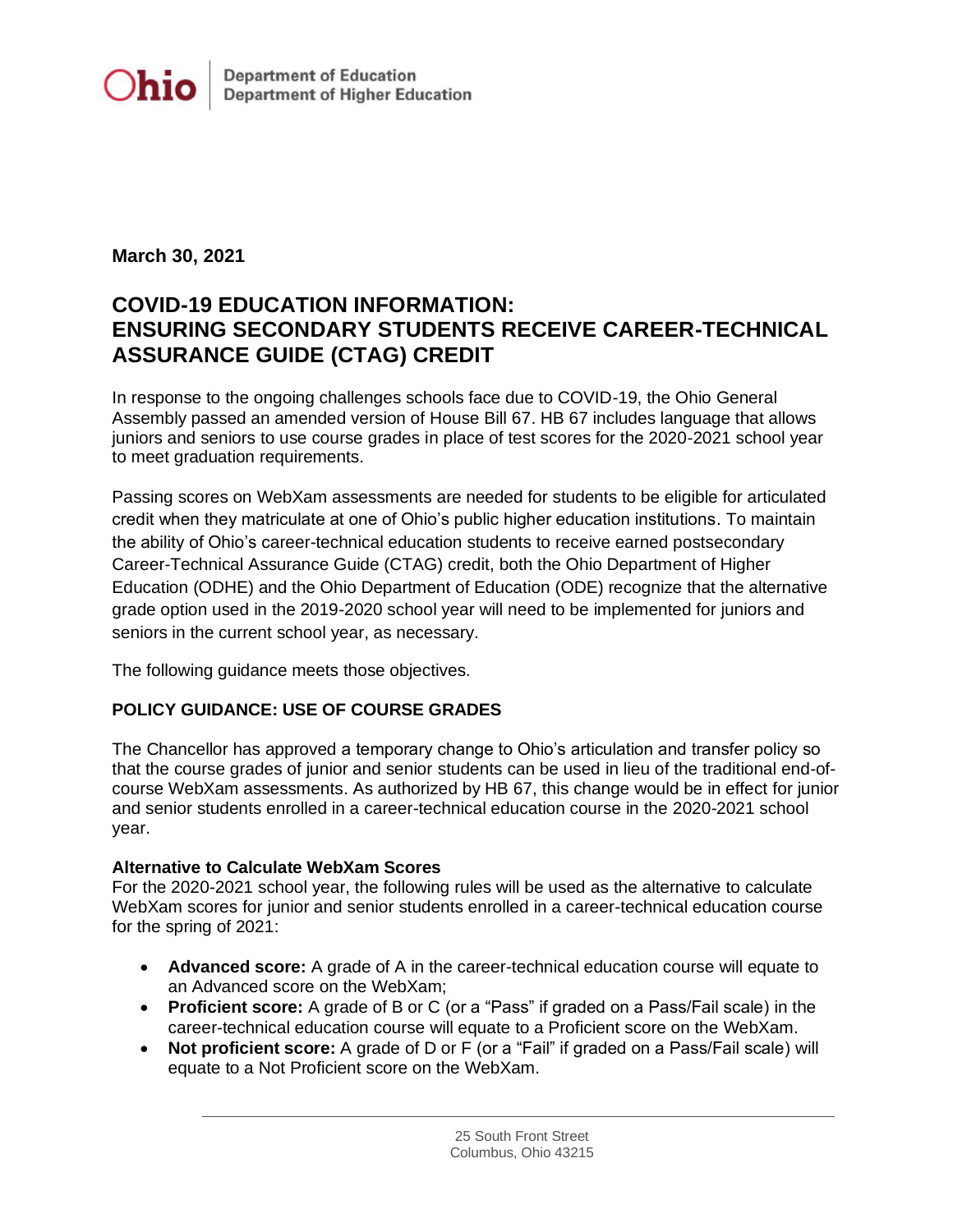Ohio | Department of Education
Department of Higher Education

**March 30, 2021**

# COVID-19 EDUCATION INFORMATION: ENSURING SECONDARY STUDENTS RECEIVE CAREER-TECHNICAL ASSURANCE GUIDE (CTAG) CREDIT

In response to the ongoing challenges schools face due to COVID-19, the Ohio General Assembly passed an amended version of House Bill 67. HB 67 includes language that allows juniors and seniors to use course grades in place of test scores for the 2020-2021 school year to meet graduation requirements.

Passing scores on WebXam assessments are needed for students to be eligible for articulated credit when they matriculate at one of Ohio's public higher education institutions. To maintain the ability of Ohio's career-technical education students to receive earned postsecondary Career-Technical Assurance Guide (CTAG) credit, both the Ohio Department of Higher Education (ODHE) and the Ohio Department of Education (ODE) recognize that the alternative grade option used in the 2019-2020 school year will need to be implemented for juniors and seniors in the current school year, as necessary.

The following guidance meets those objectives.

## POLICY GUIDANCE: USE OF COURSE GRADES

The Chancellor has approved a temporary change to Ohio's articulation and transfer policy so that the course grades of junior and senior students can be used in lieu of the traditional end-of-course WebXam assessments. As authorized by HB 67, this change would be in effect for junior and senior students enrolled in a career-technical education course in the 2020-2021 school year.

### Alternative to Calculate WebXam Scores

For the 2020-2021 school year, the following rules will be used as the alternative to calculate WebXam scores for junior and senior students enrolled in a career-technical education course for the spring of 2021:

- **Advanced score:** A grade of A in the career-technical education course will equate to an Advanced score on the WebXam;
- **Proficient score:** A grade of B or C (or a "Pass" if graded on a Pass/Fail scale) in the career-technical education course will equate to a Proficient score on the WebXam.
- **Not proficient score:** A grade of D or F (or a "Fail" if graded on a Pass/Fail scale) will equate to a Not Proficient score on the WebXam.

25 South Front Street
Columbus, Ohio 43215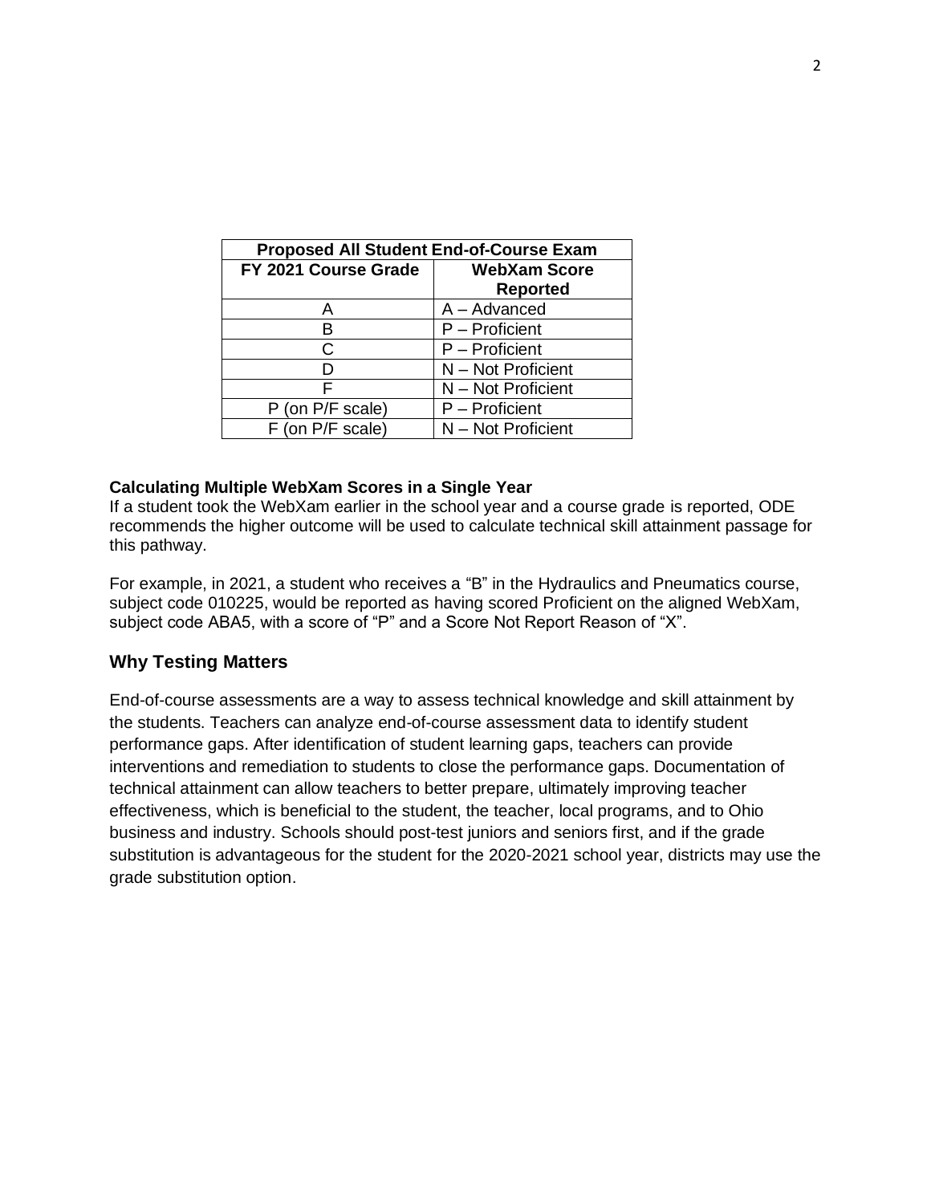| Proposed All Student End-of-Course Exam | |
|---|---|
| **FY 2021 Course Grade** | **WebXam Score Reported** |
| A | A – Advanced |
| B | P – Proficient |
| C | P – Proficient |
| D | N – Not Proficient |
| F | N – Not Proficient |
| P (on P/F scale) | P – Proficient |
| F (on P/F scale) | N – Not Proficient |

**Calculating Multiple WebXam Scores in a Single Year**

If a student took the WebXam earlier in the school year and a course grade is reported, ODE recommends the higher outcome will be used to calculate technical skill attainment passage for this pathway.

For example, in 2021, a student who receives a "B" in the Hydraulics and Pneumatics course, subject code 010225, would be reported as having scored Proficient on the aligned WebXam, subject code ABA5, with a score of "P" and a Score Not Report Reason of "X".

## Why Testing Matters

End-of-course assessments are a way to assess technical knowledge and skill attainment by the students. Teachers can analyze end-of-course assessment data to identify student performance gaps. After identification of student learning gaps, teachers can provide interventions and remediation to students to close the performance gaps. Documentation of technical attainment can allow teachers to better prepare, ultimately improving teacher effectiveness, which is beneficial to the student, the teacher, local programs, and to Ohio business and industry. Schools should post-test juniors and seniors first, and if the grade substitution is advantageous for the student for the 2020-2021 school year, districts may use the grade substitution option.